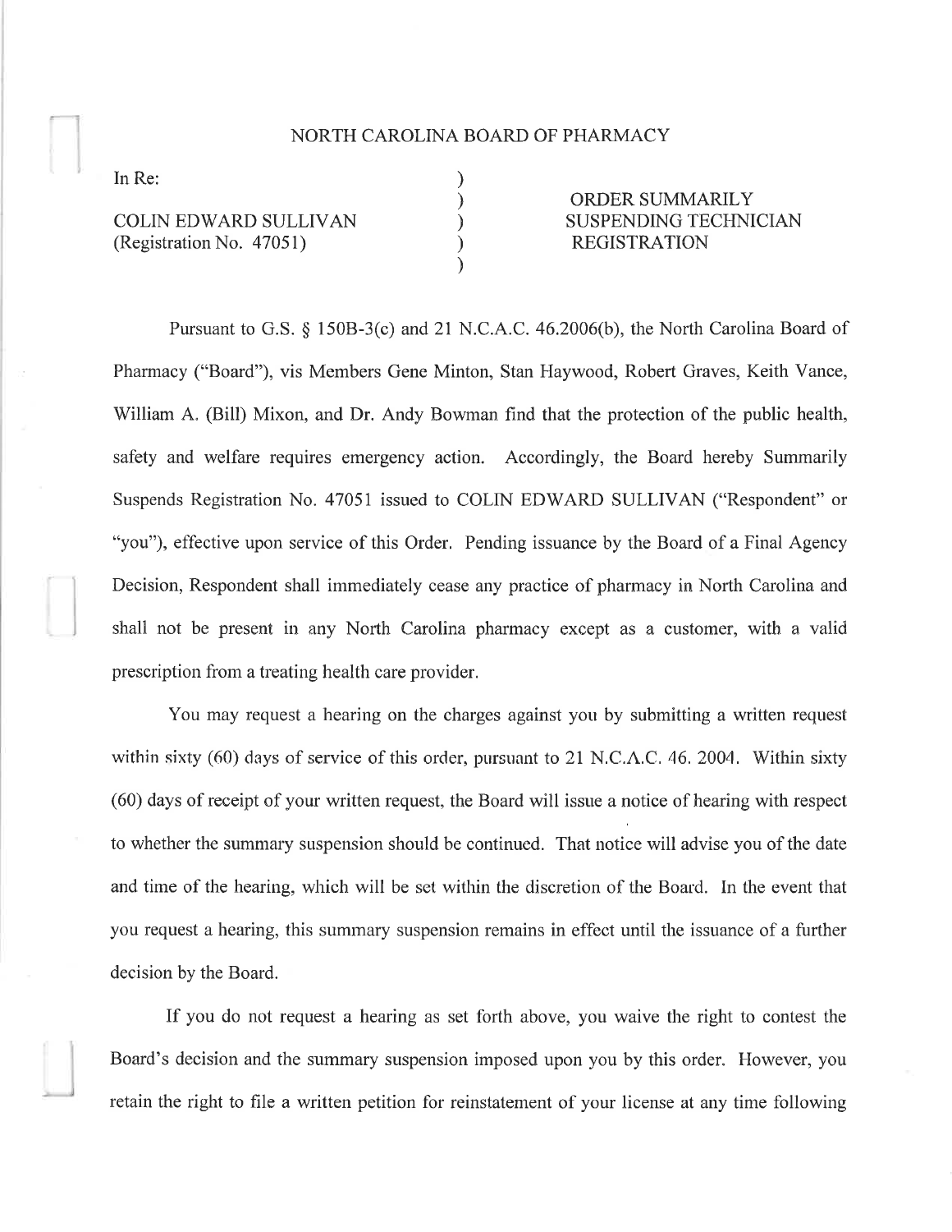NORTH CAROLINA BOARD OF PHARMACY

| In Re: | ) | |
|---|---|---|
| | ) | ORDER SUMMARILY |
| COLIN EDWARD SULLIVAN | ) | SUSPENDING TECHNICIAN |
| (Registration No. 47051) | ) | REGISTRATION |
| | ) | |

Pursuant to G.S. § 150B-3(c) and 21 N.C.A.C. 46.2006(b), the North Carolina Board of Pharmacy ("Board"), vis Members Gene Minton, Stan Haywood, Robert Graves, Keith Vance, William A. (Bill) Mixon, and Dr. Andy Bowman find that the protection of the public health, safety and welfare requires emergency action. Accordingly, the Board hereby Summarily Suspends Registration No. 47051 issued to COLIN EDWARD SULLIVAN ("Respondent" or "you"), effective upon service of this Order. Pending issuance by the Board of a Final Agency Decision, Respondent shall immediately cease any practice of pharmacy in North Carolina and shall not be present in any North Carolina pharmacy except as a customer, with a valid prescription from a treating health care provider.

You may request a hearing on the charges against you by submitting a written request within sixty (60) days of service of this order, pursuant to 21 N.C.A.C. 46. 2004. Within sixty (60) days of receipt of your written request, the Board will issue a notice of hearing with respect to whether the summary suspension should be continued. That notice will advise you of the date and time of the hearing, which will be set within the discretion of the Board. In the event that you request a hearing, this summary suspension remains in effect until the issuance of a further decision by the Board.

If you do not request a hearing as set forth above, you waive the right to contest the Board's decision and the summary suspension imposed upon you by this order. However, you retain the right to file a written petition for reinstatement of your license at any time following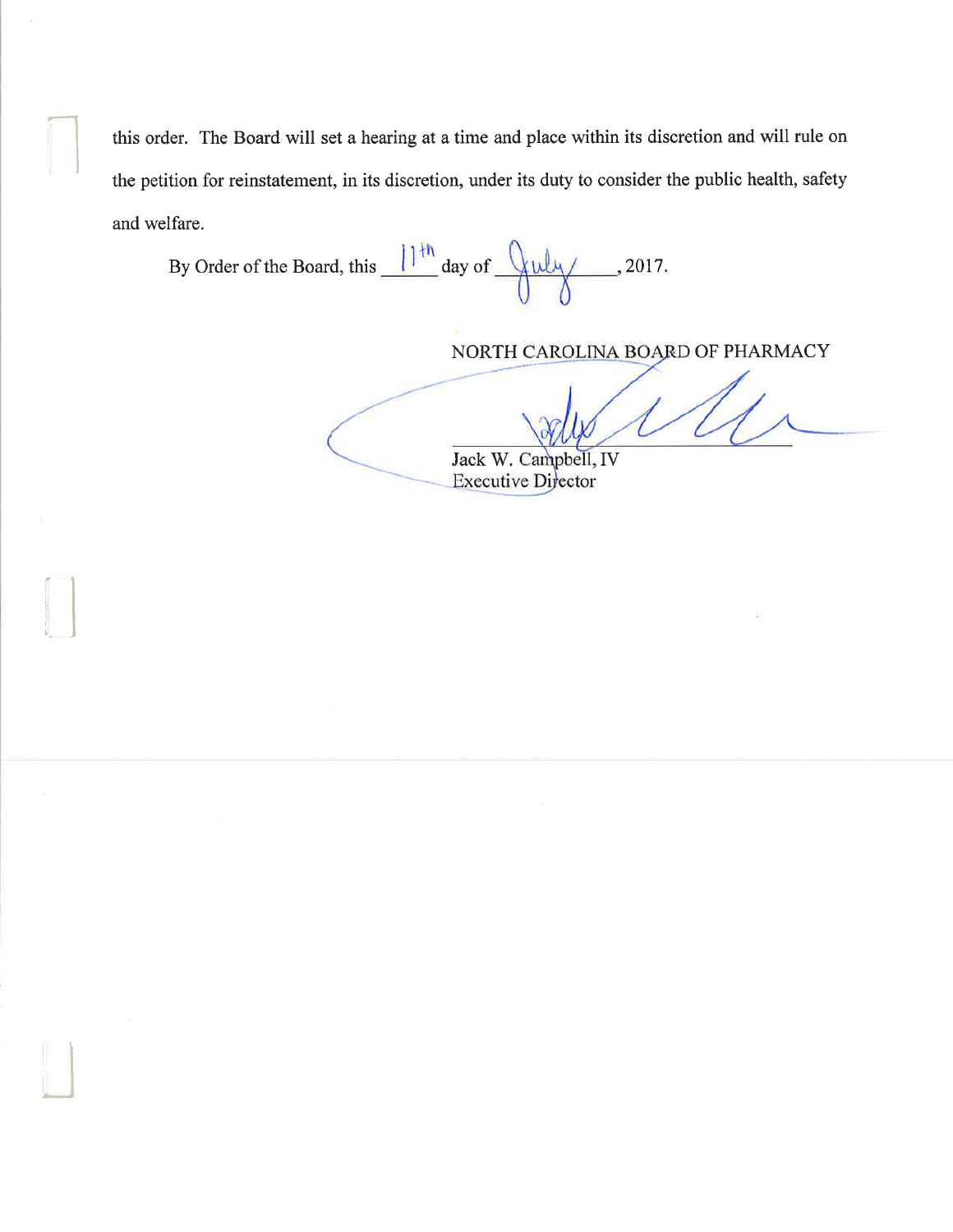this order. The Board will set a hearing at a time and place within its discretion and will rule on the petition for reinstatement, in its discretion, under its duty to consider the public health, safety and welfare.

By Order of the Board, this 11th day of July, 2017.

NORTH CAROLINA BOARD OF PHARMACY

Jack W. Campbell, IV
Executive Director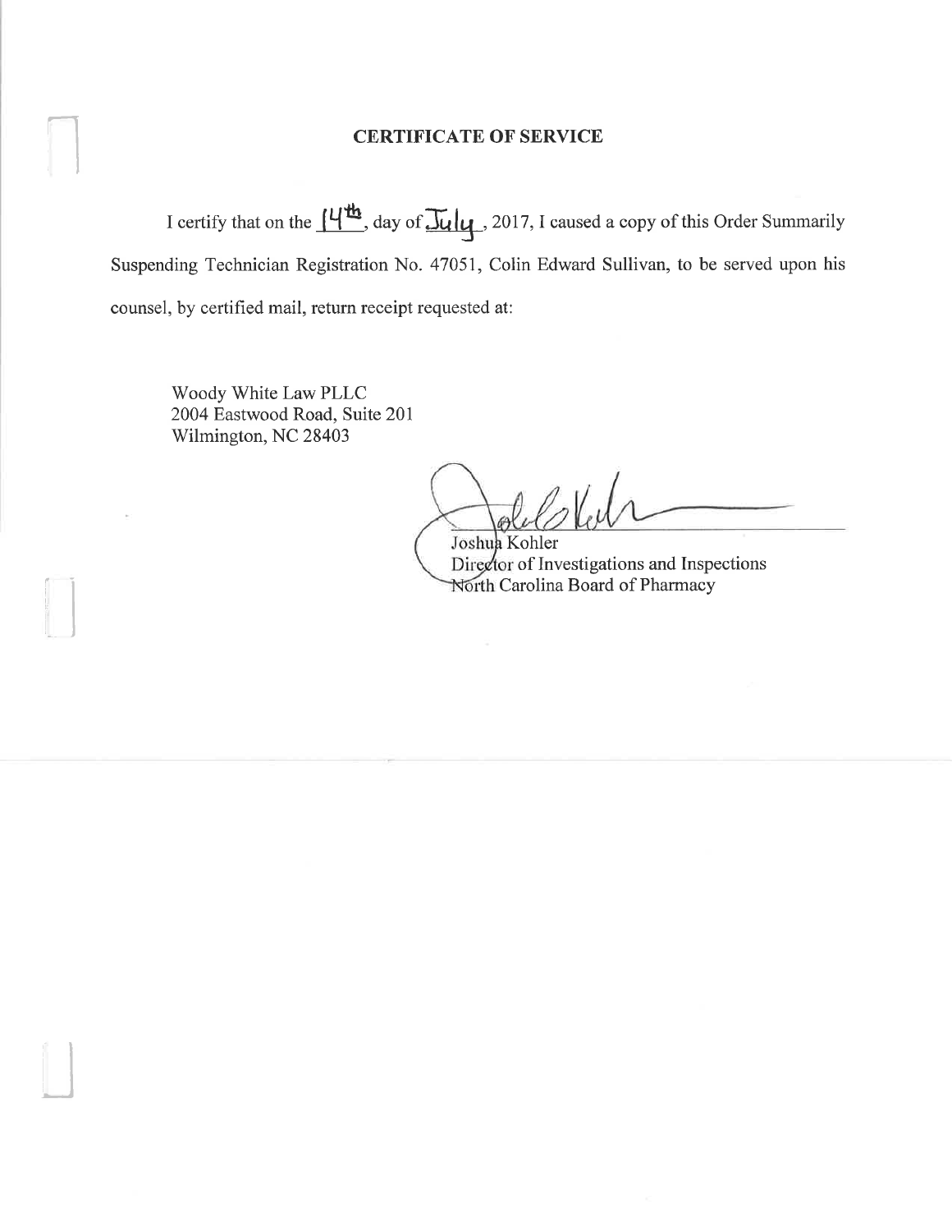## CERTIFICATE OF SERVICE

I certify that on the 14th, day of July, 2017, I caused a copy of this Order Summarily Suspending Technician Registration No. 47051, Colin Edward Sullivan, to be served upon his counsel, by certified mail, return receipt requested at:

Woody White Law PLLC
2004 Eastwood Road, Suite 201
Wilmington, NC 28403

Joshua Kohler
Director of Investigations and Inspections
North Carolina Board of Pharmacy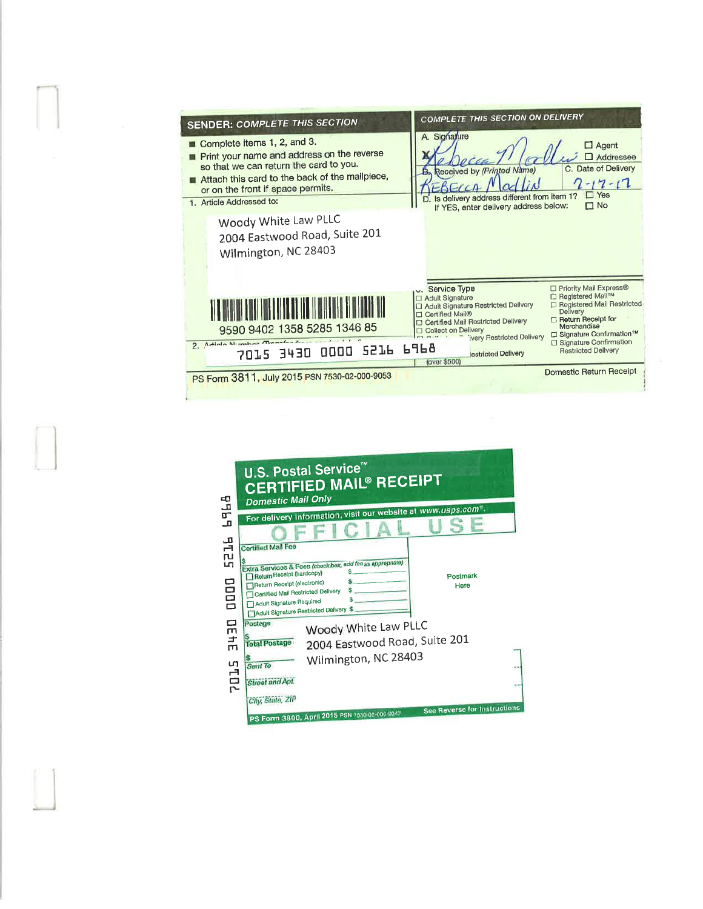**SENDER: COMPLETE THIS SECTION**

- Complete items 1, 2, and 3.
- Print your name and address on the reverse so that we can return the card to you.
- Attach this card to the back of the mailpiece, or on the front if space permits.

1. Article Addressed to:

Woody White Law PLLC
2004 Eastwood Road, Suite 201
Wilmington, NC 28403

9590 9402 1358 5285 1346 85

2. Article Number (Transfer from service label)

7015 3430 0000 5216 6968

PS Form 3811, July 2015 PSN 7530-02-000-9053

**COMPLETE THIS SECTION ON DELIVERY**

A. Signature

X Rebecca Mollin ☐ Agent ☐ Addressee

B. Received by (Printed Name): REBECCA MOLLIN

C. Date of Delivery: 2-17-17

D. Is delivery address different from item 1? ☐ Yes
If YES, enter delivery address below: ☐ No

3. Service Type

- ☐ Adult Signature
- ☐ Adult Signature Restricted Delivery
- ☐ Certified Mail®
- ☐ Certified Mail Restricted Delivery
- ☐ Collect on Delivery
- ☐ Collect on Delivery Restricted Delivery
- Insured Mail Restricted Delivery (over $500)
- ☐ Priority Mail Express®
- ☐ Registered Mail™
- ☐ Registered Mail Restricted Delivery
- ☐ Return Receipt for Merchandise
- ☐ Signature Confirmation™
- ☐ Signature Confirmation Restricted Delivery

Domestic Return Receipt

---

**U.S. Postal Service™**
**CERTIFIED MAIL® RECEIPT**
*Domestic Mail Only*

For delivery information, visit our website at www.usps.com®.

OFFICIAL USE

7015 3430 0000 5216 6968

Certified Mail Fee
$

Extra Services & Fees (check box, add fee as appropriate)

- ☐ Return Receipt (hardcopy) $
- ☐ Return Receipt (electronic) $
- ☐ Certified Mail Restricted Delivery $
- ☐ Adult Signature Required $
- ☐ Adult Signature Restricted Delivery $

Postmark Here

Postage
$

Total Postage
$

Sent To

Woody White Law PLLC
2004 Eastwood Road, Suite 201
Wilmington, NC 28403

Street and Apt.

City, State, ZIP

PS Form 3800, April 2015 PSN 7530-02-000-9047 — See Reverse for Instructions